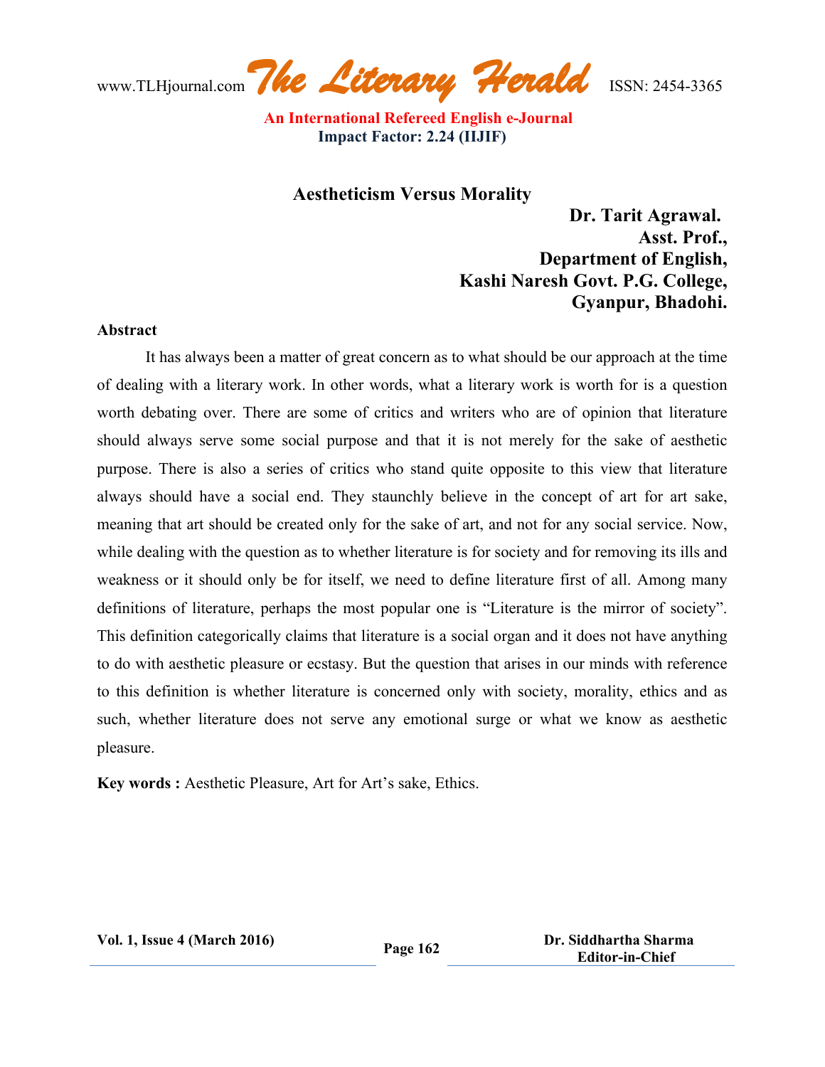# Aestheticism Versus Morality

**Dr. Tarit Agrawal.**
**Asst. Prof.,**
**Department of English,**
**Kashi Naresh Govt. P.G. College,**
**Gyanpur, Bhadohi.**

## Abstract

It has always been a matter of great concern as to what should be our approach at the time of dealing with a literary work. In other words, what a literary work is worth for is a question worth debating over. There are some of critics and writers who are of opinion that literature should always serve some social purpose and that it is not merely for the sake of aesthetic purpose. There is also a series of critics who stand quite opposite to this view that literature always should have a social end. They staunchly believe in the concept of art for art sake, meaning that art should be created only for the sake of art, and not for any social service. Now, while dealing with the question as to whether literature is for society and for removing its ills and weakness or it should only be for itself, we need to define literature first of all. Among many definitions of literature, perhaps the most popular one is "Literature is the mirror of society". This definition categorically claims that literature is a social organ and it does not have anything to do with aesthetic pleasure or ecstasy. But the question that arises in our minds with reference to this definition is whether literature is concerned only with society, morality, ethics and as such, whether literature does not serve any emotional surge or what we know as aesthetic pleasure.

**Key words :** Aesthetic Pleasure, Art for Art's sake, Ethics.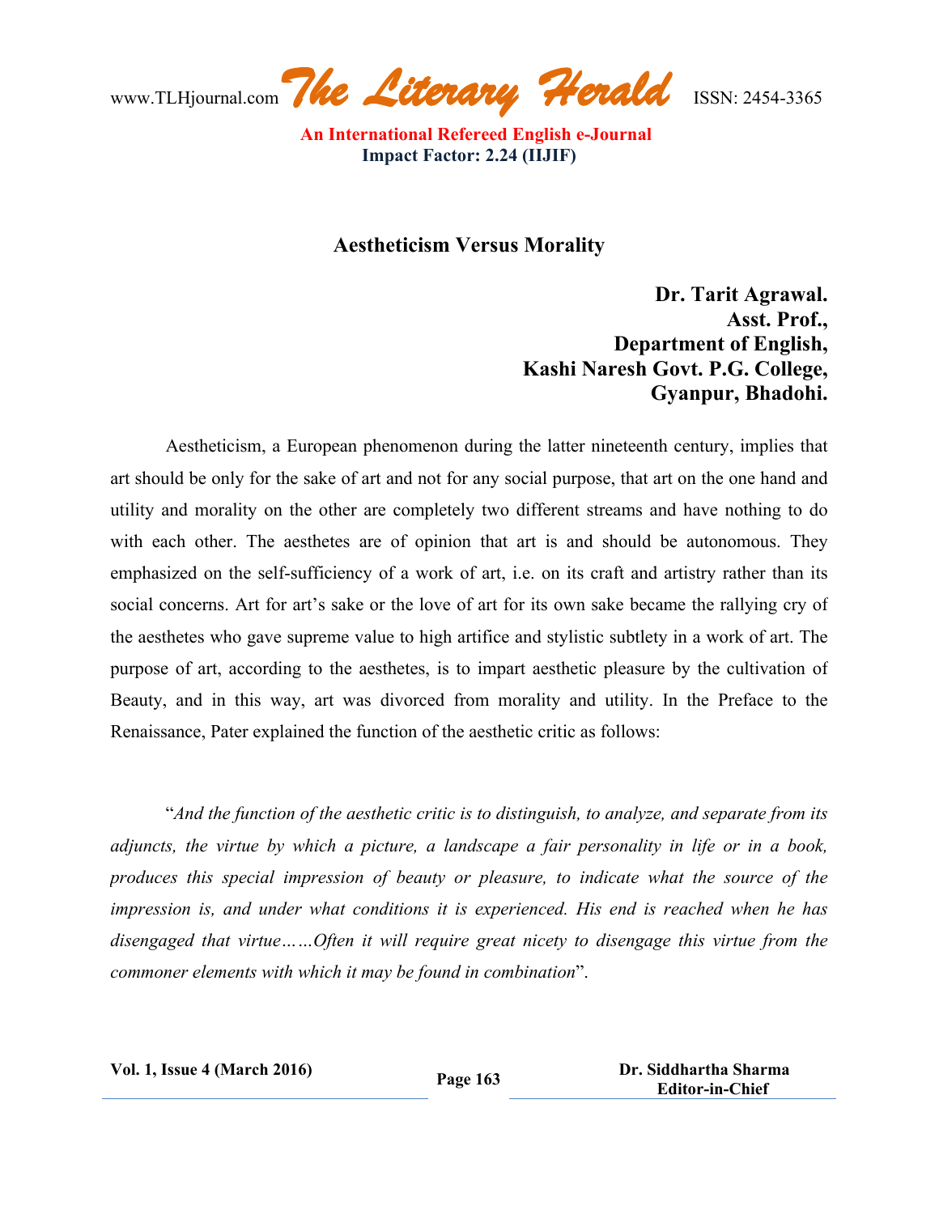## Aestheticism Versus Morality

**Dr. Tarit Agrawal.**
**Asst. Prof.,**
**Department of English,**
**Kashi Naresh Govt. P.G. College,**
**Gyanpur, Bhadohi.**

Aestheticism, a European phenomenon during the latter nineteenth century, implies that art should be only for the sake of art and not for any social purpose, that art on the one hand and utility and morality on the other are completely two different streams and have nothing to do with each other. The aesthetes are of opinion that art is and should be autonomous. They emphasized on the self-sufficiency of a work of art, i.e. on its craft and artistry rather than its social concerns. Art for art's sake or the love of art for its own sake became the rallying cry of the aesthetes who gave supreme value to high artifice and stylistic subtlety in a work of art. The purpose of art, according to the aesthetes, is to impart aesthetic pleasure by the cultivation of Beauty, and in this way, art was divorced from morality and utility. In the Preface to the Renaissance, Pater explained the function of the aesthetic critic as follows:

"*And the function of the aesthetic critic is to distinguish, to analyze, and separate from its adjuncts, the virtue by which a picture, a landscape a fair personality in life or in a book, produces this special impression of beauty or pleasure, to indicate what the source of the impression is, and under what conditions it is experienced. His end is reached when he has disengaged that virtue……Often it will require great nicety to disengage this virtue from the commoner elements with which it may be found in combination*".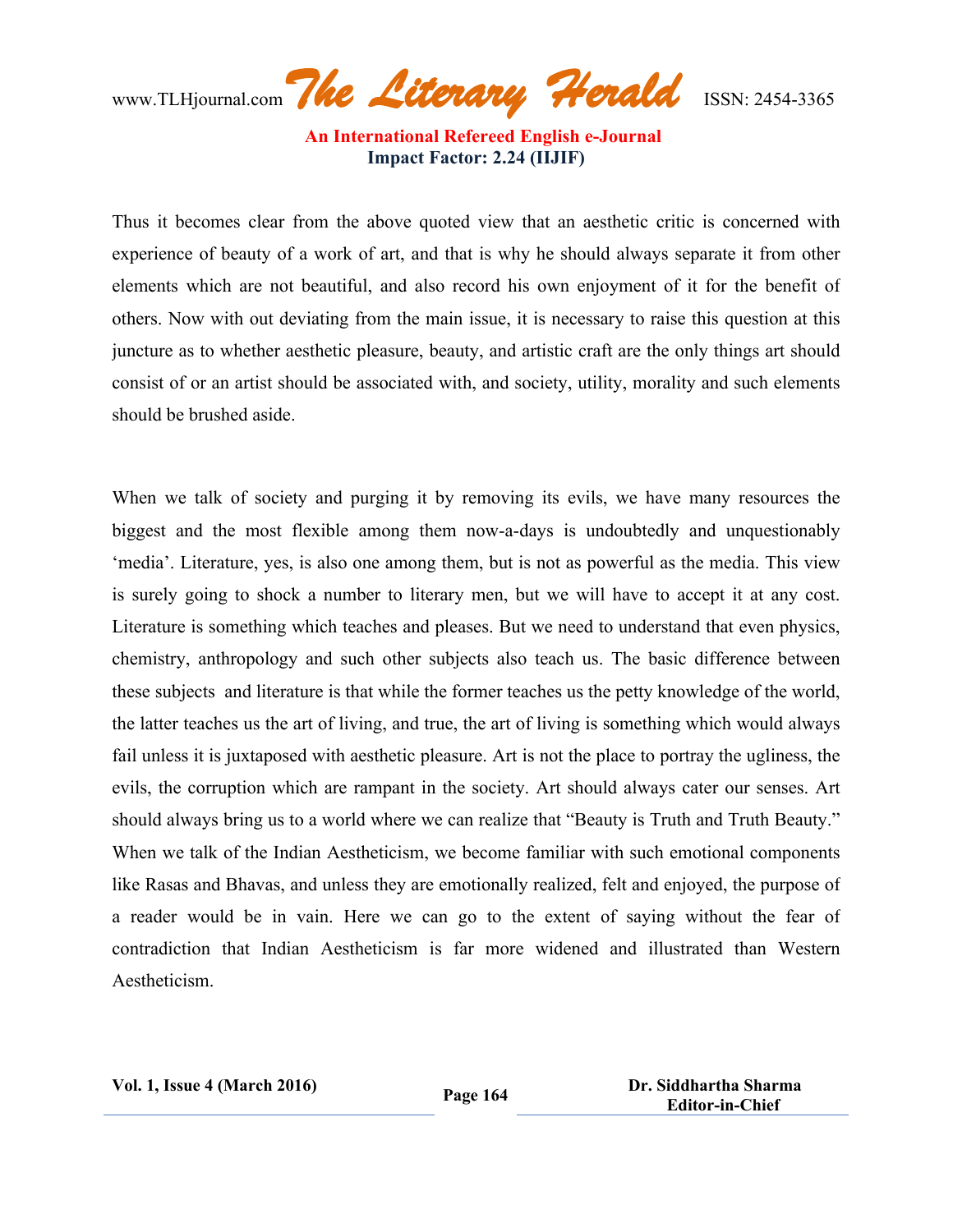Thus it becomes clear from the above quoted view that an aesthetic critic is concerned with experience of beauty of a work of art, and that is why he should always separate it from other elements which are not beautiful, and also record his own enjoyment of it for the benefit of others. Now with out deviating from the main issue, it is necessary to raise this question at this juncture as to whether aesthetic pleasure, beauty, and artistic craft are the only things art should consist of or an artist should be associated with, and society, utility, morality and such elements should be brushed aside.

When we talk of society and purging it by removing its evils, we have many resources the biggest and the most flexible among them now-a-days is undoubtedly and unquestionably 'media'. Literature, yes, is also one among them, but is not as powerful as the media. This view is surely going to shock a number to literary men, but we will have to accept it at any cost. Literature is something which teaches and pleases. But we need to understand that even physics, chemistry, anthropology and such other subjects also teach us. The basic difference between these subjects and literature is that while the former teaches us the petty knowledge of the world, the latter teaches us the art of living, and true, the art of living is something which would always fail unless it is juxtaposed with aesthetic pleasure. Art is not the place to portray the ugliness, the evils, the corruption which are rampant in the society. Art should always cater our senses. Art should always bring us to a world where we can realize that "Beauty is Truth and Truth Beauty." When we talk of the Indian Aestheticism, we become familiar with such emotional components like Rasas and Bhavas, and unless they are emotionally realized, felt and enjoyed, the purpose of a reader would be in vain. Here we can go to the extent of saying without the fear of contradiction that Indian Aestheticism is far more widened and illustrated than Western Aestheticism.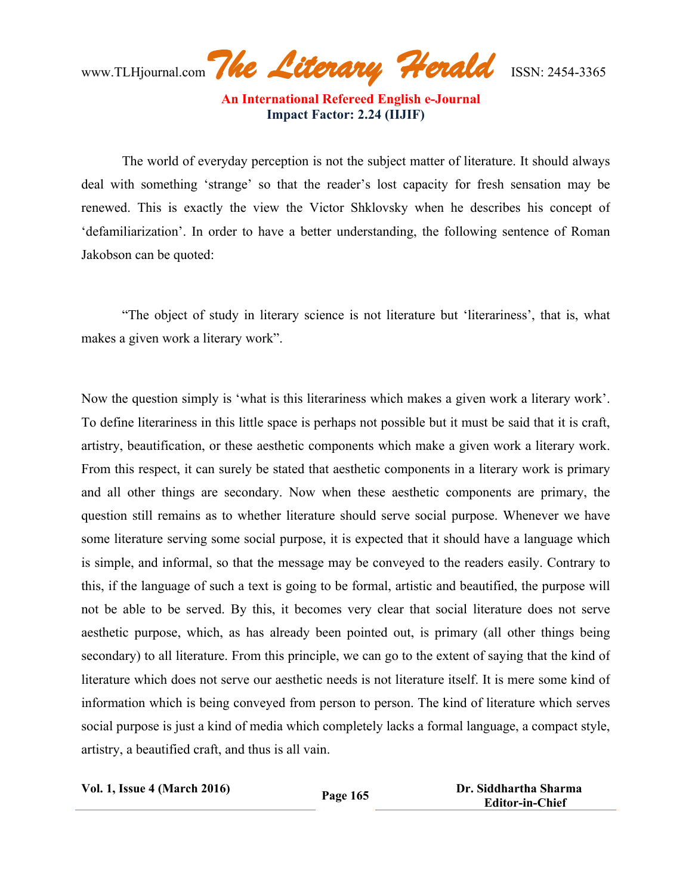The world of everyday perception is not the subject matter of literature. It should always deal with something 'strange' so that the reader's lost capacity for fresh sensation may be renewed. This is exactly the view the Victor Shklovsky when he describes his concept of 'defamiliarization'. In order to have a better understanding, the following sentence of Roman Jakobson can be quoted:

"The object of study in literary science is not literature but 'literariness', that is, what makes a given work a literary work".

Now the question simply is 'what is this literariness which makes a given work a literary work'. To define literariness in this little space is perhaps not possible but it must be said that it is craft, artistry, beautification, or these aesthetic components which make a given work a literary work. From this respect, it can surely be stated that aesthetic components in a literary work is primary and all other things are secondary. Now when these aesthetic components are primary, the question still remains as to whether literature should serve social purpose. Whenever we have some literature serving some social purpose, it is expected that it should have a language which is simple, and informal, so that the message may be conveyed to the readers easily. Contrary to this, if the language of such a text is going to be formal, artistic and beautified, the purpose will not be able to be served. By this, it becomes very clear that social literature does not serve aesthetic purpose, which, as has already been pointed out, is primary (all other things being secondary) to all literature. From this principle, we can go to the extent of saying that the kind of literature which does not serve our aesthetic needs is not literature itself. It is mere some kind of information which is being conveyed from person to person. The kind of literature which serves social purpose is just a kind of media which completely lacks a formal language, a compact style, artistry, a beautified craft, and thus is all vain.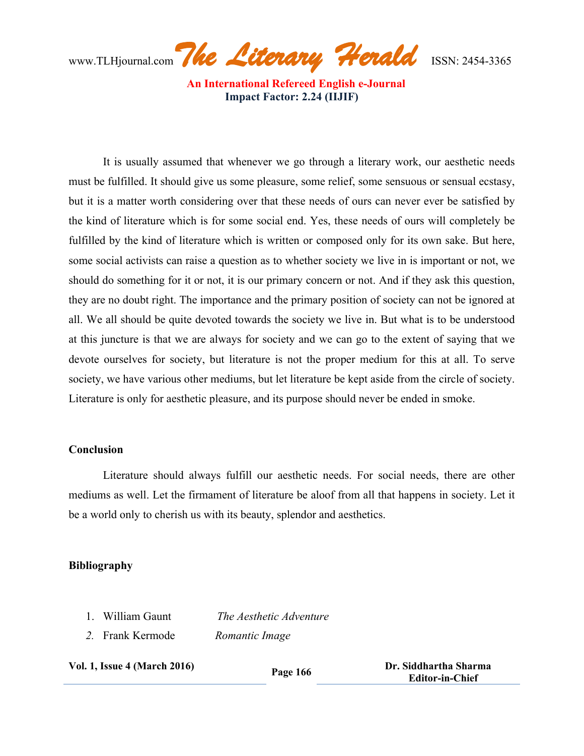It is usually assumed that whenever we go through a literary work, our aesthetic needs must be fulfilled. It should give us some pleasure, some relief, some sensuous or sensual ecstasy, but it is a matter worth considering over that these needs of ours can never ever be satisfied by the kind of literature which is for some social end. Yes, these needs of ours will completely be fulfilled by the kind of literature which is written or composed only for its own sake. But here, some social activists can raise a question as to whether society we live in is important or not, we should do something for it or not, it is our primary concern or not. And if they ask this question, they are no doubt right. The importance and the primary position of society can not be ignored at all. We all should be quite devoted towards the society we live in. But what is to be understood at this juncture is that we are always for society and we can go to the extent of saying that we devote ourselves for society, but literature is not the proper medium for this at all. To serve society, we have various other mediums, but let literature be kept aside from the circle of society. Literature is only for aesthetic pleasure, and its purpose should never be ended in smoke.

## Conclusion

Literature should always fulfill our aesthetic needs. For social needs, there are other mediums as well. Let the firmament of literature be aloof from all that happens in society. Let it be a world only to cherish us with its beauty, splendor and aesthetics.

## Bibliography

1. William Gaunt *The Aesthetic Adventure*
2. Frank Kermode *Romantic Image*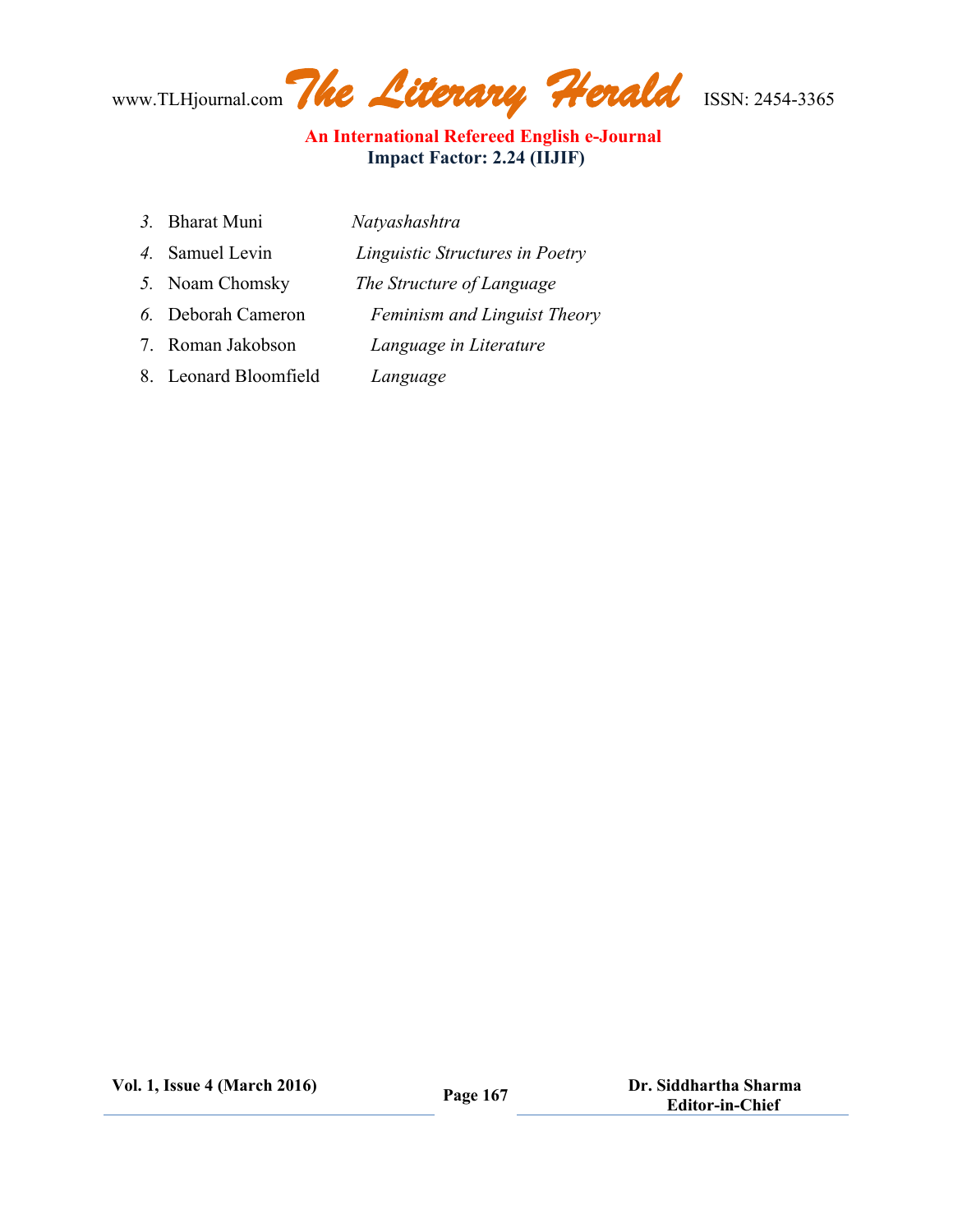3. Bharat Muni *Natyashashtra*
4. Samuel Levin *Linguistic Structures in Poetry*
5. Noam Chomsky *The Structure of Language*
6. Deborah Cameron *Feminism and Linguist Theory*
7. Roman Jakobson *Language in Literature*
8. Leonard Bloomfield *Language*